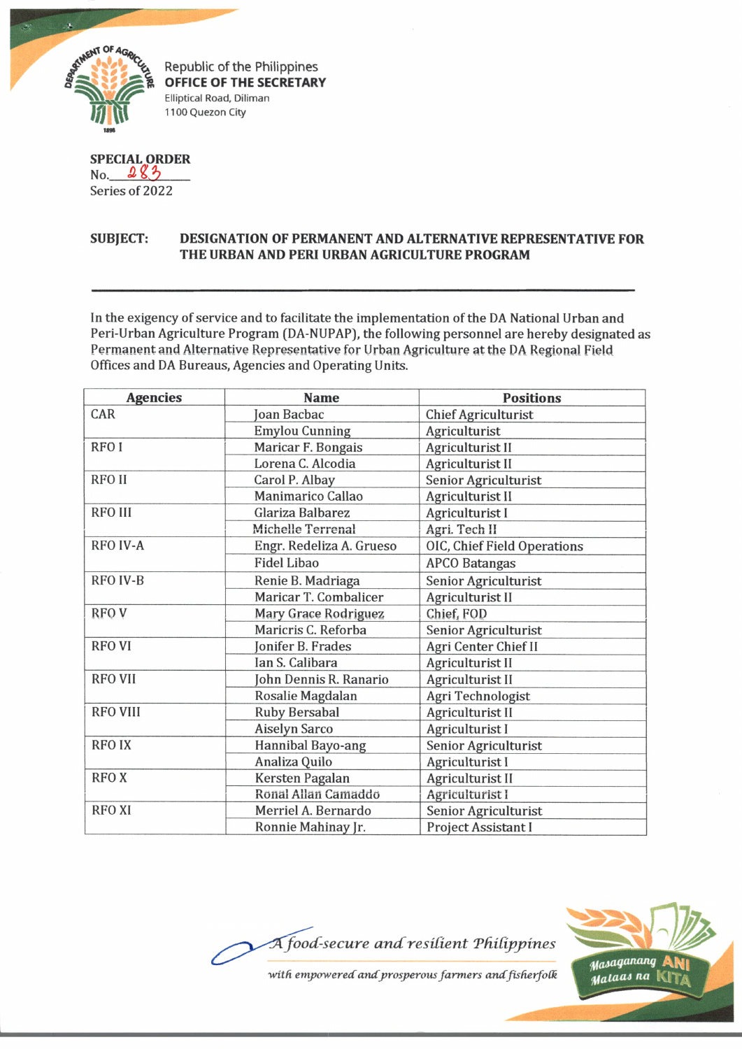Republic of the Philippines
**OFFICE OF THE SECRETARY**
Elliptical Road, Diliman
1100 Quezon City

**SPECIAL ORDER**
No. 283
Series of 2022

**SUBJECT: DESIGNATION OF PERMANENT AND ALTERNATIVE REPRESENTATIVE FOR THE URBAN AND PERI URBAN AGRICULTURE PROGRAM**

---

In the exigency of service and to facilitate the implementation of the DA National Urban and Peri-Urban Agriculture Program (DA-NUPAP), the following personnel are hereby designated as Permanent and Alternative Representative for Urban Agriculture at the DA Regional Field Offices and DA Bureaus, Agencies and Operating Units.

| Agencies | Name | Positions |
|---|---|---|
| CAR | Joan Bacbac | Chief Agriculturist |
| | Emylou Cunning | Agriculturist |
| RFO I | Maricar F. Bongais | Agriculturist II |
| | Lorena C. Alcodia | Agriculturist II |
| RFO II | Carol P. Albay | Senior Agriculturist |
| | Manimarico Callao | Agriculturist II |
| RFO III | Glariza Balbarez | Agriculturist I |
| | Michelle Terrenal | Agri. Tech II |
| RFO IV-A | Engr. Redeliza A. Grueso | OIC, Chief Field Operations |
| | Fidel Libao | APCO Batangas |
| RFO IV-B | Renie B. Madriaga | Senior Agriculturist |
| | Maricar T. Combalicer | Agriculturist II |
| RFO V | Mary Grace Rodriguez | Chief, FOD |
| | Maricris C. Reforba | Senior Agriculturist |
| RFO VI | Jonifer B. Frades | Agri Center Chief II |
| | Ian S. Calibara | Agriculturist II |
| RFO VII | John Dennis R. Ranario | Agriculturist II |
| | Rosalie Magdalan | Agri Technologist |
| RFO VIII | Ruby Bersabal | Agriculturist II |
| | Aiselyn Sarco | Agriculturist I |
| RFO IX | Hannibal Bayo-ang | Senior Agriculturist |
| | Analiza Quilo | Agriculturist I |
| RFO X | Kersten Pagalan | Agriculturist II |
| | Ronal Allan Camaddo | Agriculturist I |
| RFO XI | Merriel A. Bernardo | Senior Agriculturist |
| | Ronnie Mahinay Jr. | Project Assistant I |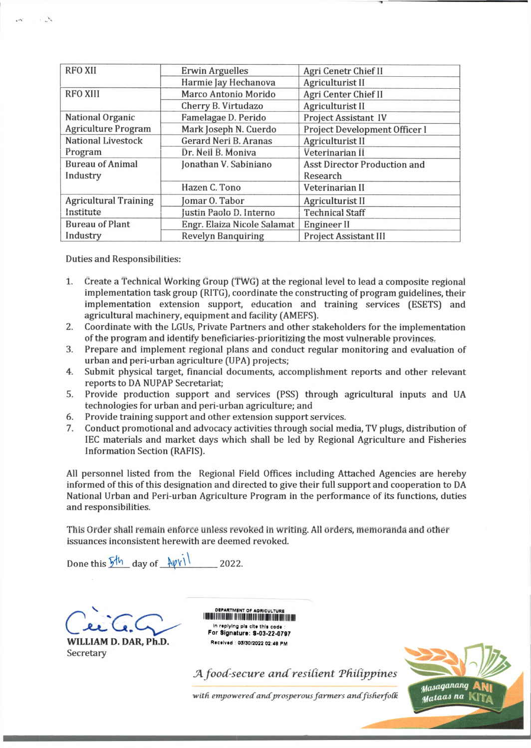| | | |
|---|---|---|
| RFO XII | Erwin Arguelles | Agri Cenetr Chief II |
| | Harmie Jay Hechanova | Agriculturist II |
| RFO XIII | Marco Antonio Morido | Agri Center Chief II |
| | Cherry B. Virtudazo | Agriculturist II |
| National Organic Agriculture Program | Famelagae D. Perido | Project Assistant IV |
| | Mark Joseph N. Cuerdo | Project Development Officer I |
| National Livestock Program | Gerard Neri B. Aranas | Agriculturist II |
| | Dr. Neil B. Moniva | Veterinarian II |
| Bureau of Animal Industry | Jonathan V. Sabiniano | Asst Director Production and Research |
| | Hazen C. Tono | Veterinarian II |
| Agricultural Training Institute | Jomar O. Tabor | Agriculturist II |
| | Justin Paolo D. Interno | Technical Staff |
| Bureau of Plant Industry | Engr. Elaiza Nicole Salamat | Engineer II |
| | Revelyn Banquiring | Project Assistant III |

Duties and Responsibilities:

1. Create a Technical Working Group (TWG) at the regional level to lead a composite regional implementation task group (RITG), coordinate the constructing of program guidelines, their implementation extension support, education and training services (ESETS) and agricultural machinery, equipment and facility (AMEFS).
2. Coordinate with the LGUs, Private Partners and other stakeholders for the implementation of the program and identify beneficiaries-prioritizing the most vulnerable provinces.
3. Prepare and implement regional plans and conduct regular monitoring and evaluation of urban and peri-urban agriculture (UPA) projects;
4. Submit physical target, financial documents, accomplishment reports and other relevant reports to DA NUPAP Secretariat;
5. Provide production support and services (PSS) through agricultural inputs and UA technologies for urban and peri-urban agriculture; and
6. Provide training support and other extension support services.
7. Conduct promotional and advocacy activities through social media, TV plugs, distribution of IEC materials and market days which shall be led by Regional Agriculture and Fisheries Information Section (RAFIS).

All personnel listed from the Regional Field Offices including Attached Agencies are hereby informed of this of this designation and directed to give their full support and cooperation to DA National Urban and Peri-urban Agriculture Program in the performance of its functions, duties and responsibilities.

This Order shall remain enforce unless revoked in writing. All orders, memoranda and other issuances inconsistent herewith are deemed revoked.

Done this 5th day of April 2022.

**WILLIAM D. DAR, Ph.D.**
Secretary

DEPARTMENT OF AGRICULTURE
In replying pls cite this code :
For Signature: S-03-22-0797
Received : 03/30/2022 02:48 PM

*A food-secure and resilient Philippines*

*with empowered and prosperous farmers and fisherfolk*

Masaganang ANI Mataas na KITA